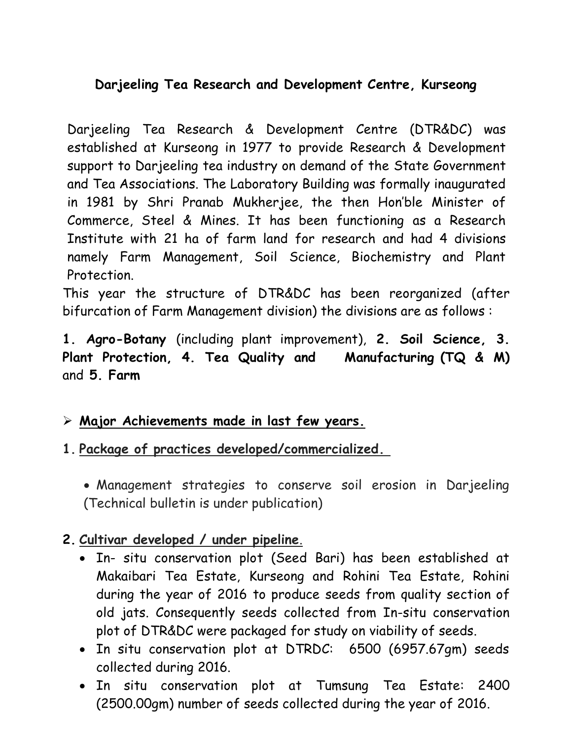# Darjeeling Tea Research and Development Centre, Kurseong

Darjeeling Tea Research & Development Centre (DTR&DC) was established at Kurseong in 1977 to provide Research & Development support to Darjeeling tea industry on demand of the State Government and Tea Associations. The Laboratory Building was formally inaugurated in 1981 by Shri Pranab Mukherjee, the then Hon'ble Minister of Commerce, Steel & Mines. It has been functioning as a Research Institute with 21 ha of farm land for research and had 4 divisions namely Farm Management, Soil Science, Biochemistry and Plant Protection.

This year the structure of DTR&DC has been reorganized (after bifurcation of Farm Management division) the divisions are as follows :

**1. Agro-Botany** (including plant improvement), **2. Soil Science, 3. Plant Protection, 4. Tea Quality and Manufacturing (TQ & M)** and **5. Farm**

- **Major Achievements made in last few years.**

**1. Package of practices developed/commercialized.**

- Management strategies to conserve soil erosion in Darjeeling (Technical bulletin is under publication)

**2. Cultivar developed / under pipeline.**

- In- situ conservation plot (Seed Bari) has been established at Makaibari Tea Estate, Kurseong and Rohini Tea Estate, Rohini during the year of 2016 to produce seeds from quality section of old jats. Consequently seeds collected from In-situ conservation plot of DTR&DC were packaged for study on viability of seeds.
- In situ conservation plot at DTRDC: 6500 (6957.67gm) seeds collected during 2016.
- In situ conservation plot at Tumsung Tea Estate: 2400 (2500.00gm) number of seeds collected during the year of 2016.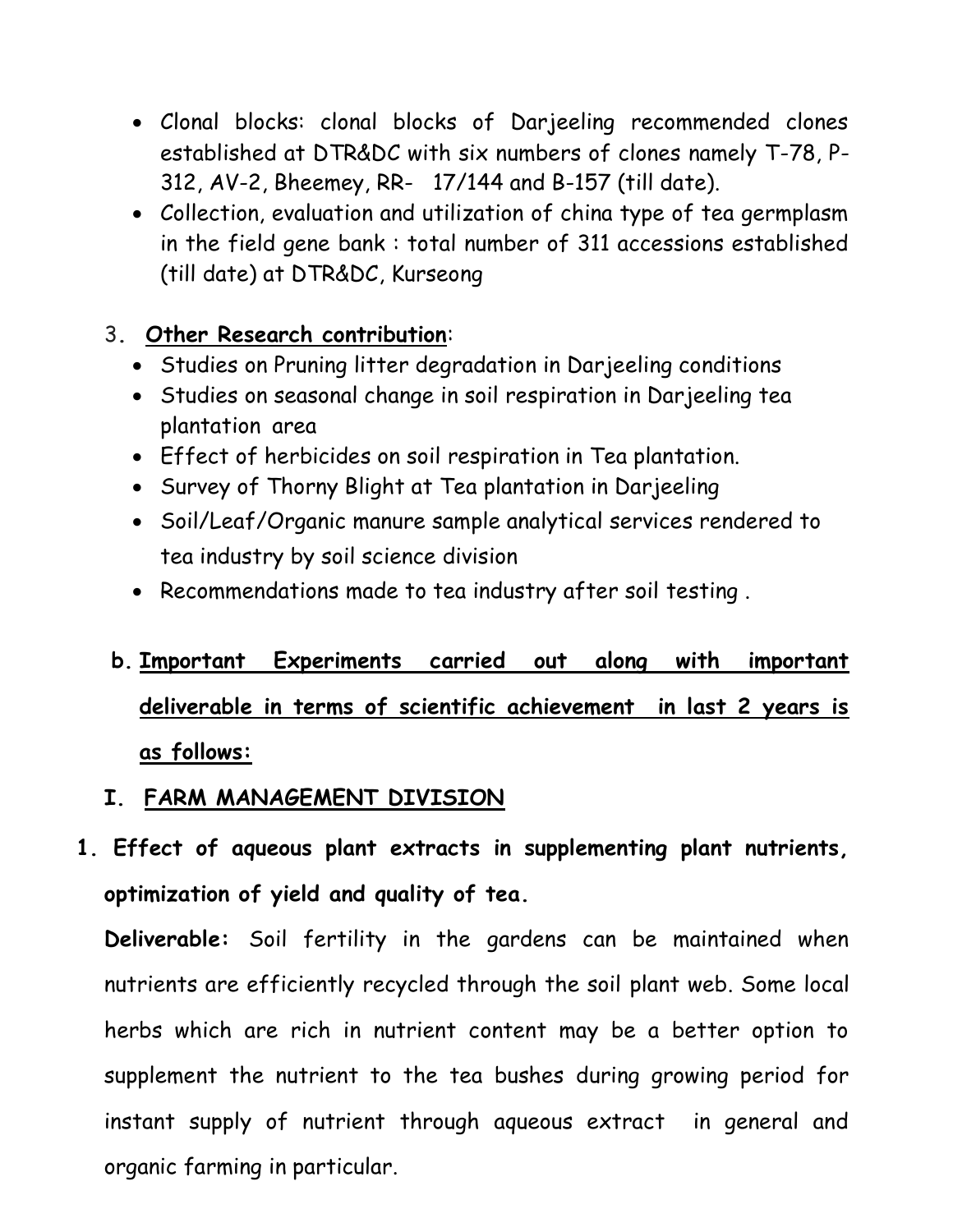- Clonal blocks: clonal blocks of Darjeeling recommended clones established at DTR&DC with six numbers of clones namely T-78, P-312, AV-2, Bheemey, RR- 17/144 and B-157 (till date).
- Collection, evaluation and utilization of china type of tea germplasm in the field gene bank : total number of 311 accessions established (till date) at DTR&DC, Kurseong

3. **<u>Other Research contribution</u>**:
   - Studies on Pruning litter degradation in Darjeeling conditions
   - Studies on seasonal change in soil respiration in Darjeeling tea plantation area
   - Effect of herbicides on soil respiration in Tea plantation.
   - Survey of Thorny Blight at Tea plantation in Darjeeling
   - Soil/Leaf/Organic manure sample analytical services rendered to tea industry by soil science division
   - Recommendations made to tea industry after soil testing .

**b. <u>Important Experiments carried out along with important deliverable in terms of scientific achievement in last 2 years is as follows:</u>**

## I. <u>FARM MANAGEMENT DIVISION</u>

**1. Effect of aqueous plant extracts in supplementing plant nutrients, optimization of yield and quality of tea.**

**Deliverable:** Soil fertility in the gardens can be maintained when nutrients are efficiently recycled through the soil plant web. Some local herbs which are rich in nutrient content may be a better option to supplement the nutrient to the tea bushes during growing period for instant supply of nutrient through aqueous extract in general and organic farming in particular.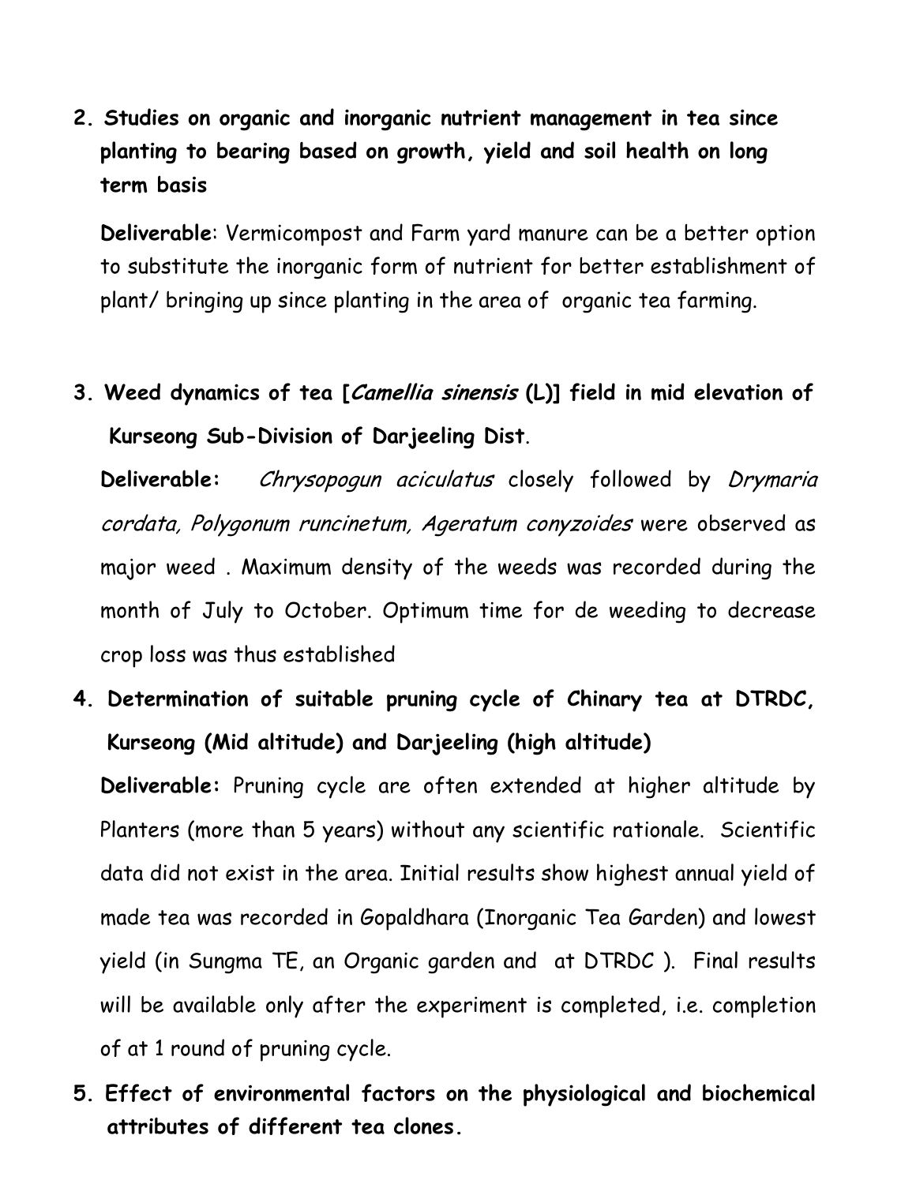2. **Studies on organic and inorganic nutrient management in tea since planting to bearing based on growth, yield and soil health on long term basis**

   **Deliverable**: Vermicompost and Farm yard manure can be a better option to substitute the inorganic form of nutrient for better establishment of plant/ bringing up since planting in the area of organic tea farming.

3. **Weed dynamics of tea [*Camellia sinensis* (L)] field in mid elevation of Kurseong Sub-Division of Darjeeling Dist**.

   **Deliverable:** *Chrysopogun aciculatus* closely followed by *Drymaria cordata, Polygonum runcinetum, Ageratum conyzoides* were observed as major weed . Maximum density of the weeds was recorded during the month of July to October. Optimum time for de weeding to decrease crop loss was thus established

4. **Determination of suitable pruning cycle of Chinary tea at DTRDC, Kurseong (Mid altitude) and Darjeeling (high altitude)**

   **Deliverable:** Pruning cycle are often extended at higher altitude by Planters (more than 5 years) without any scientific rationale. Scientific data did not exist in the area. Initial results show highest annual yield of made tea was recorded in Gopaldhara (Inorganic Tea Garden) and lowest yield (in Sungma TE, an Organic garden and at DTRDC ). Final results will be available only after the experiment is completed, i.e. completion of at 1 round of pruning cycle.

5. **Effect of environmental factors on the physiological and biochemical attributes of different tea clones.**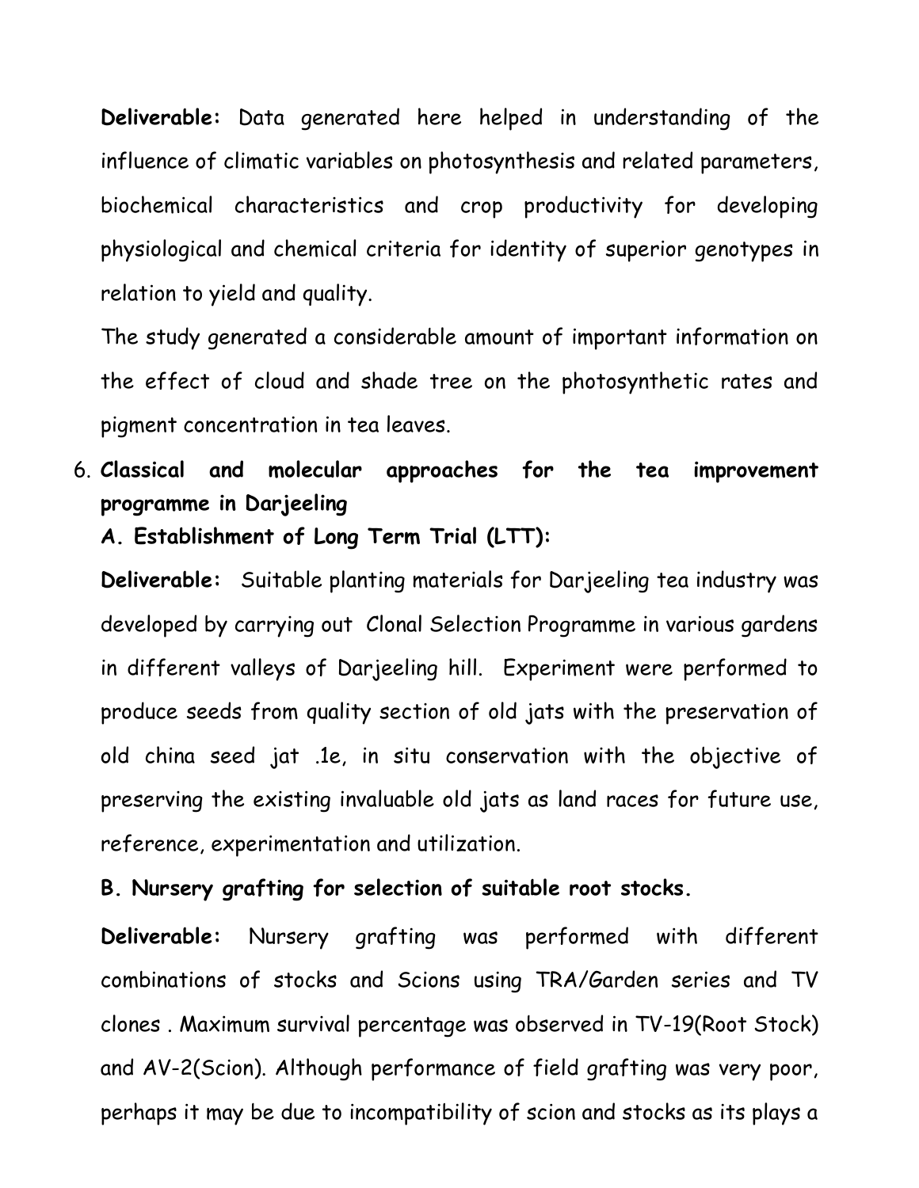**Deliverable:** Data generated here helped in understanding of the influence of climatic variables on photosynthesis and related parameters, biochemical characteristics and crop productivity for developing physiological and chemical criteria for identity of superior genotypes in relation to yield and quality.

The study generated a considerable amount of important information on the effect of cloud and shade tree on the photosynthetic rates and pigment concentration in tea leaves.

6. **Classical and molecular approaches for the tea improvement programme in Darjeeling**

   **A. Establishment of Long Term Trial (LTT):**

   **Deliverable:** Suitable planting materials for Darjeeling tea industry was developed by carrying out Clonal Selection Programme in various gardens in different valleys of Darjeeling hill. Experiment were performed to produce seeds from quality section of old jats with the preservation of old china seed jat .1e, in situ conservation with the objective of preserving the existing invaluable old jats as land races for future use, reference, experimentation and utilization.

   **B. Nursery grafting for selection of suitable root stocks.**

   **Deliverable:** Nursery grafting was performed with different combinations of stocks and Scions using TRA/Garden series and TV clones . Maximum survival percentage was observed in TV-19(Root Stock) and AV-2(Scion). Although performance of field grafting was very poor, perhaps it may be due to incompatibility of scion and stocks as its plays a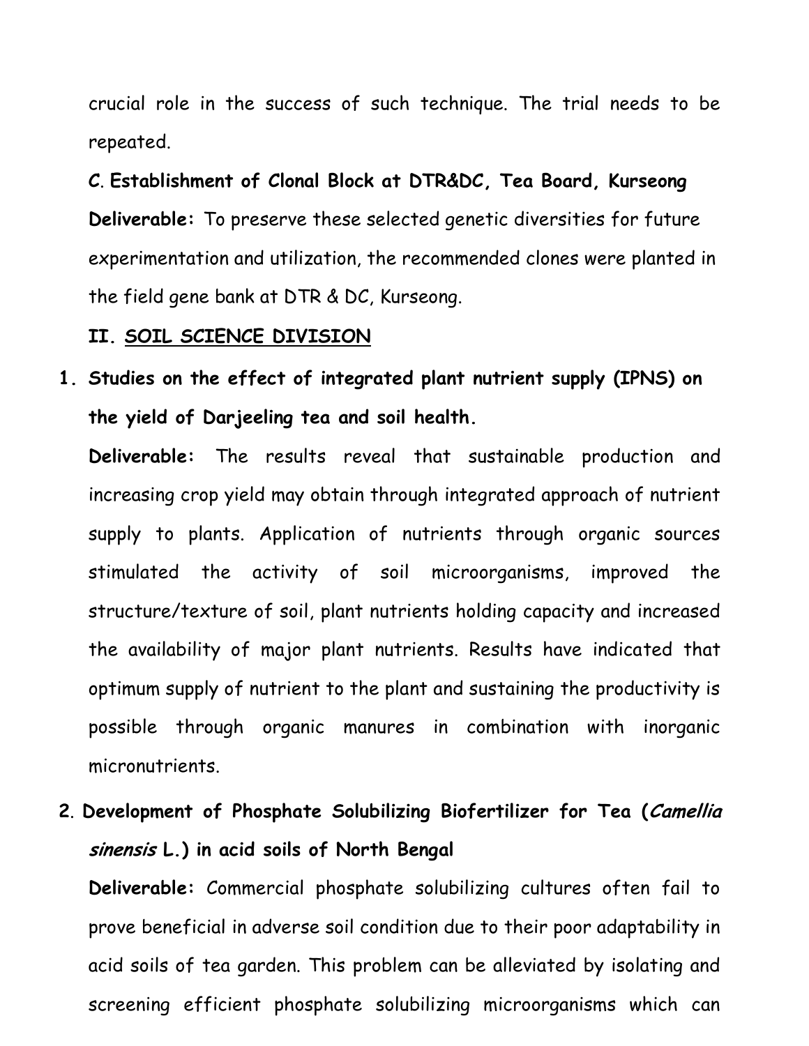crucial role in the success of such technique. The trial needs to be repeated.

**C. Establishment of Clonal Block at DTR&DC, Tea Board, Kurseong**

**Deliverable:** To preserve these selected genetic diversities for future experimentation and utilization, the recommended clones were planted in the field gene bank at DTR & DC, Kurseong.

## II. SOIL SCIENCE DIVISION

**1. Studies on the effect of integrated plant nutrient supply (IPNS) on the yield of Darjeeling tea and soil health.**

**Deliverable:** The results reveal that sustainable production and increasing crop yield may obtain through integrated approach of nutrient supply to plants. Application of nutrients through organic sources stimulated the activity of soil microorganisms, improved the structure/texture of soil, plant nutrients holding capacity and increased the availability of major plant nutrients. Results have indicated that optimum supply of nutrient to the plant and sustaining the productivity is possible through organic manures in combination with inorganic micronutrients.

**2. Development of Phosphate Solubilizing Biofertilizer for Tea (*Camellia sinensis* L.) in acid soils of North Bengal**

**Deliverable:** Commercial phosphate solubilizing cultures often fail to prove beneficial in adverse soil condition due to their poor adaptability in acid soils of tea garden. This problem can be alleviated by isolating and screening efficient phosphate solubilizing microorganisms which can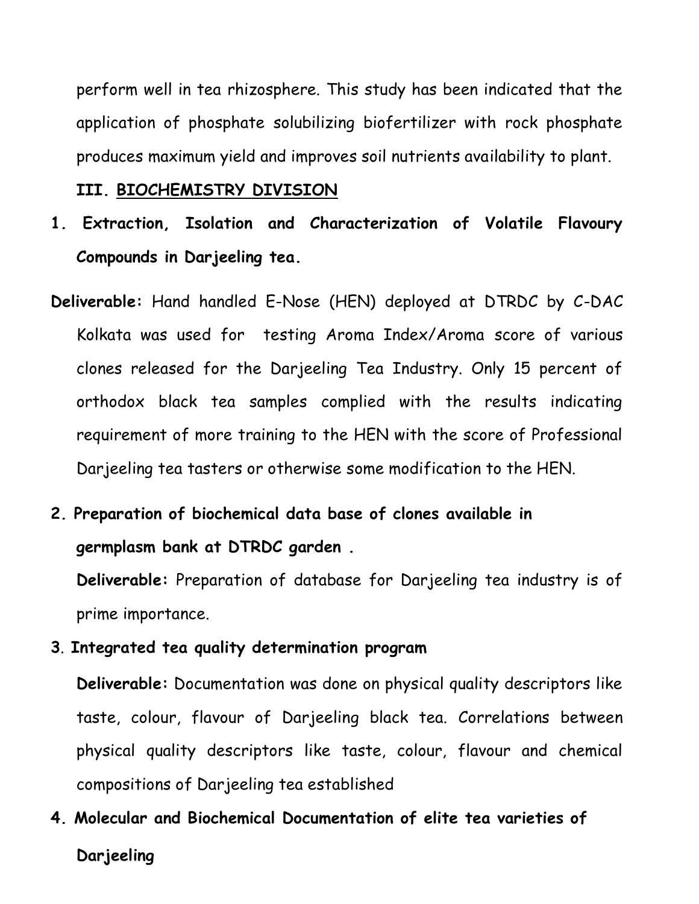perform well in tea rhizosphere. This study has been indicated that the application of phosphate solubilizing biofertilizer with rock phosphate produces maximum yield and improves soil nutrients availability to plant.

## III. BIOCHEMISTRY DIVISION

**1. Extraction, Isolation and Characterization of Volatile Flavoury Compounds in Darjeeling tea.**

**Deliverable:** Hand handled E-Nose (HEN) deployed at DTRDC by C-DAC Kolkata was used for testing Aroma Index/Aroma score of various clones released for the Darjeeling Tea Industry. Only 15 percent of orthodox black tea samples complied with the results indicating requirement of more training to the HEN with the score of Professional Darjeeling tea tasters or otherwise some modification to the HEN.

**2. Preparation of biochemical data base of clones available in germplasm bank at DTRDC garden .**

**Deliverable:** Preparation of database for Darjeeling tea industry is of prime importance.

**3. Integrated tea quality determination program**

**Deliverable:** Documentation was done on physical quality descriptors like taste, colour, flavour of Darjeeling black tea. Correlations between physical quality descriptors like taste, colour, flavour and chemical compositions of Darjeeling tea established

**4. Molecular and Biochemical Documentation of elite tea varieties of Darjeeling**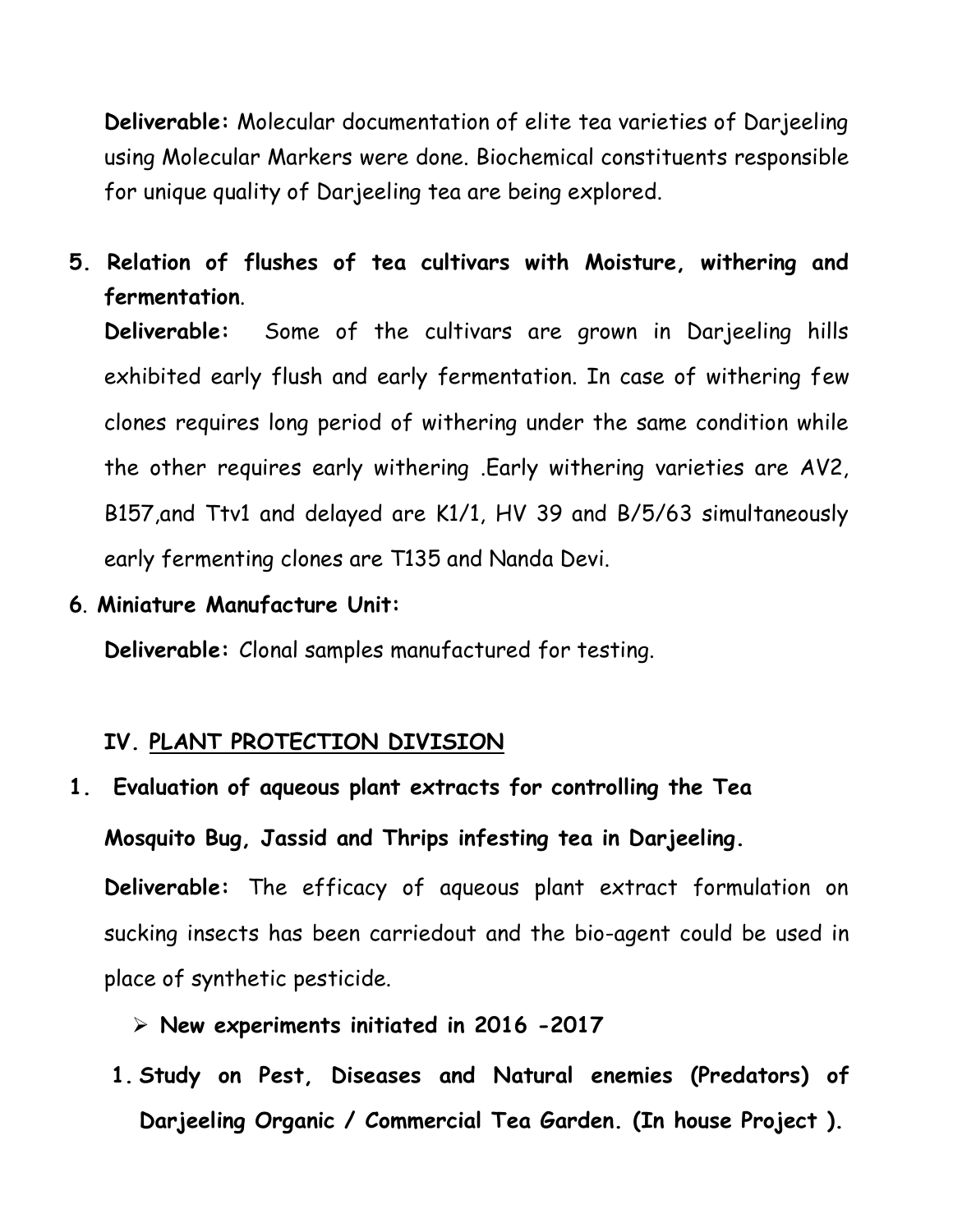**Deliverable:** Molecular documentation of elite tea varieties of Darjeeling using Molecular Markers were done. Biochemical constituents responsible for unique quality of Darjeeling tea are being explored.

**5. Relation of flushes of tea cultivars with Moisture, withering and fermentation**.

**Deliverable:** Some of the cultivars are grown in Darjeeling hills exhibited early flush and early fermentation. In case of withering few clones requires long period of withering under the same condition while the other requires early withering .Early withering varieties are AV2, B157,and Ttv1 and delayed are K1/1, HV 39 and B/5/63 simultaneously early fermenting clones are T135 and Nanda Devi.

**6. Miniature Manufacture Unit:**

**Deliverable:** Clonal samples manufactured for testing.

## IV. PLANT PROTECTION DIVISION

**1. Evaluation of aqueous plant extracts for controlling the Tea Mosquito Bug, Jassid and Thrips infesting tea in Darjeeling.**

**Deliverable:** The efficacy of aqueous plant extract formulation on sucking insects has been carriedout and the bio-agent could be used in place of synthetic pesticide.

- **New experiments initiated in 2016 -2017**

**1. Study on Pest, Diseases and Natural enemies (Predators) of Darjeeling Organic / Commercial Tea Garden. (In house Project ).**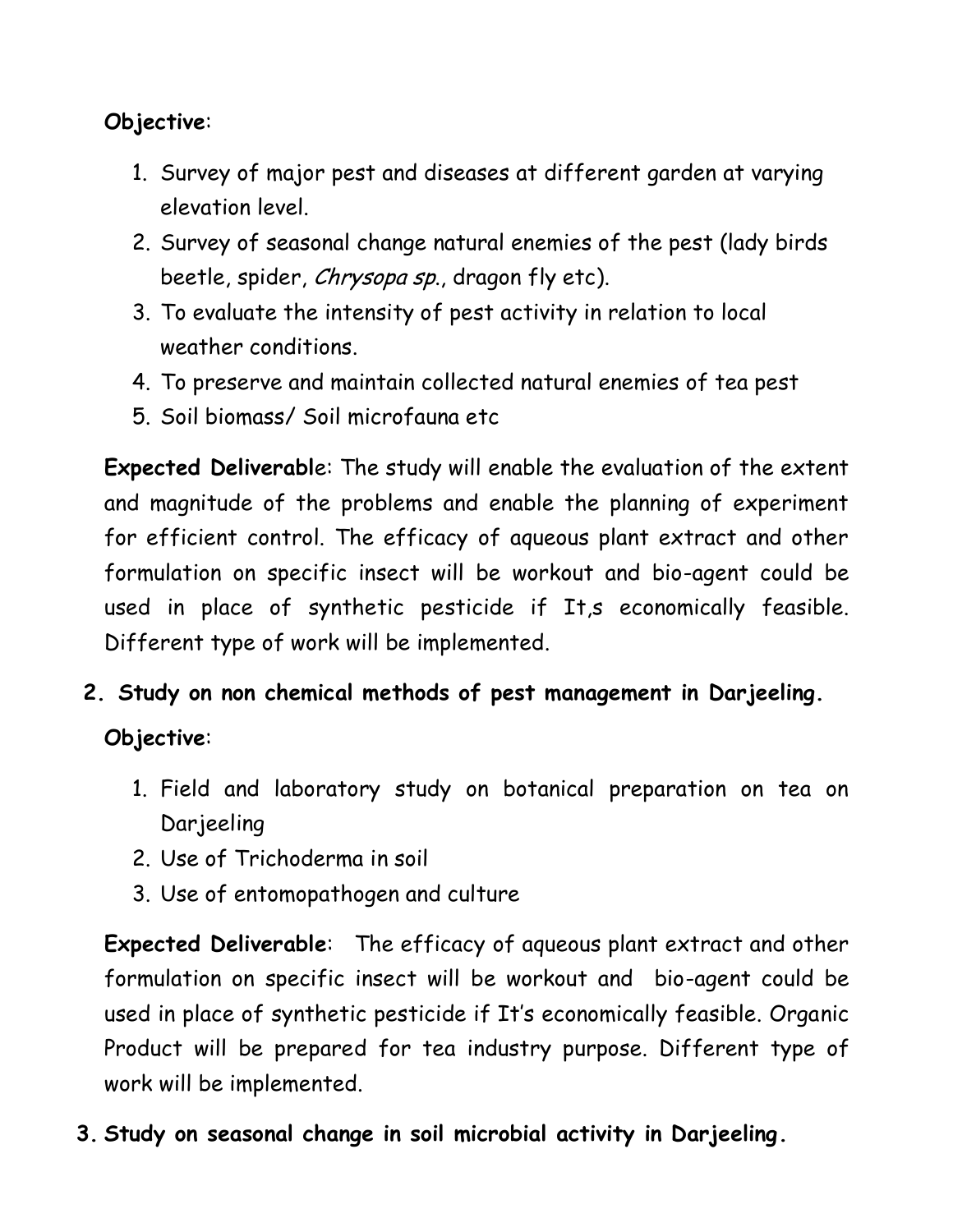**Objective**:

1. Survey of major pest and diseases at different garden at varying elevation level.
2. Survey of seasonal change natural enemies of the pest (lady birds beetle, spider, *Chrysopa sp.*, dragon fly etc).
3. To evaluate the intensity of pest activity in relation to local weather conditions.
4. To preserve and maintain collected natural enemies of tea pest
5. Soil biomass/ Soil microfauna etc

**Expected Deliverabl**e: The study will enable the evaluation of the extent and magnitude of the problems and enable the planning of experiment for efficient control. The efficacy of aqueous plant extract and other formulation on specific insect will be workout and bio-agent could be used in place of synthetic pesticide if It,s economically feasible. Different type of work will be implemented.

**2. Study on non chemical methods of pest management in Darjeeling.**

**Objective**:

1. Field and laboratory study on botanical preparation on tea on Darjeeling
2. Use of Trichoderma in soil
3. Use of entomopathogen and culture

**Expected Deliverable**: The efficacy of aqueous plant extract and other formulation on specific insect will be workout and bio-agent could be used in place of synthetic pesticide if It's economically feasible. Organic Product will be prepared for tea industry purpose. Different type of work will be implemented.

**3. Study on seasonal change in soil microbial activity in Darjeeling.**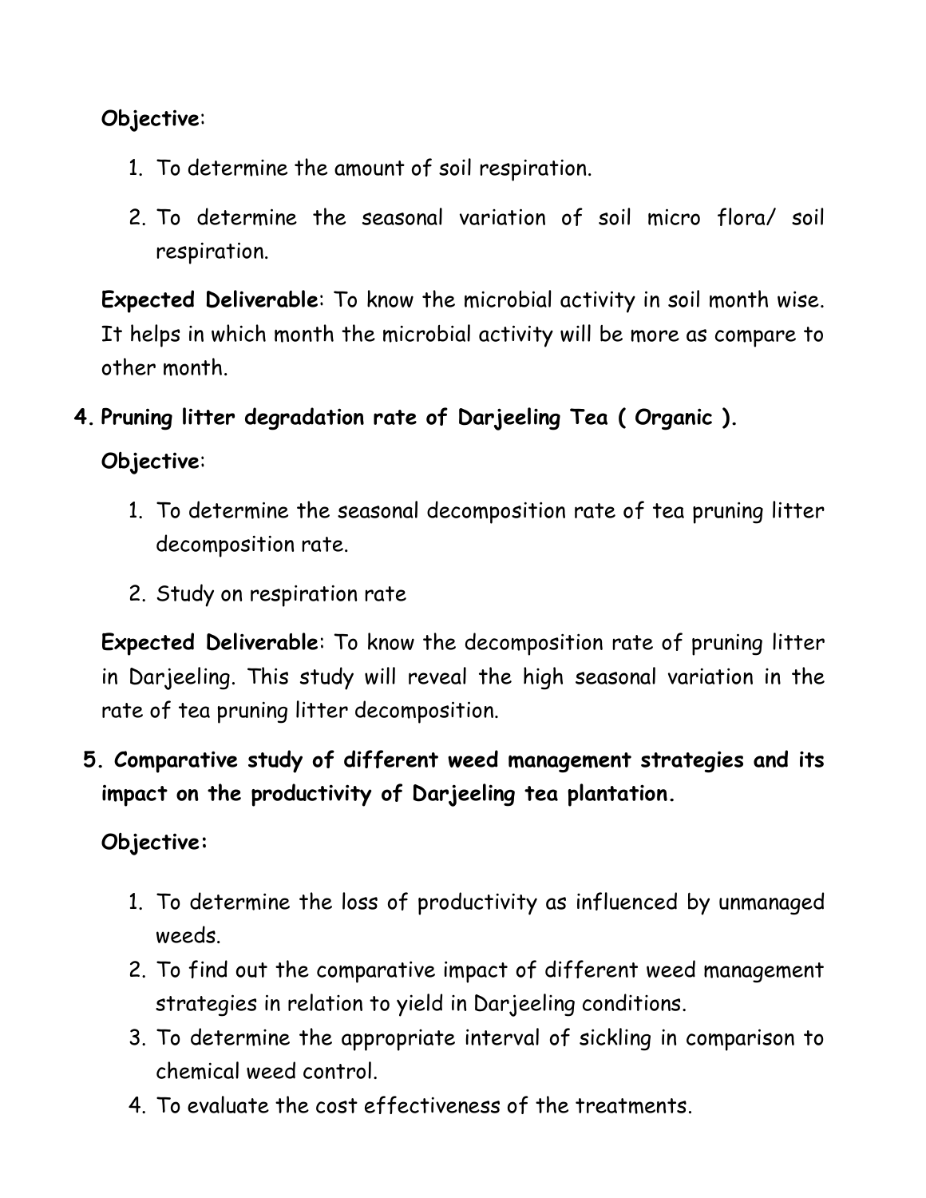**Objective**:

1. To determine the amount of soil respiration.
2. To determine the seasonal variation of soil micro flora/ soil respiration.

**Expected Deliverable**: To know the microbial activity in soil month wise. It helps in which month the microbial activity will be more as compare to other month.

**4. Pruning litter degradation rate of Darjeeling Tea ( Organic ).**

**Objective**:

1. To determine the seasonal decomposition rate of tea pruning litter decomposition rate.
2. Study on respiration rate

**Expected Deliverable**: To know the decomposition rate of pruning litter in Darjeeling. This study will reveal the high seasonal variation in the rate of tea pruning litter decomposition.

**5. Comparative study of different weed management strategies and its impact on the productivity of Darjeeling tea plantation.**

**Objective:**

1. To determine the loss of productivity as influenced by unmanaged weeds.
2. To find out the comparative impact of different weed management strategies in relation to yield in Darjeeling conditions.
3. To determine the appropriate interval of sickling in comparison to chemical weed control.
4. To evaluate the cost effectiveness of the treatments.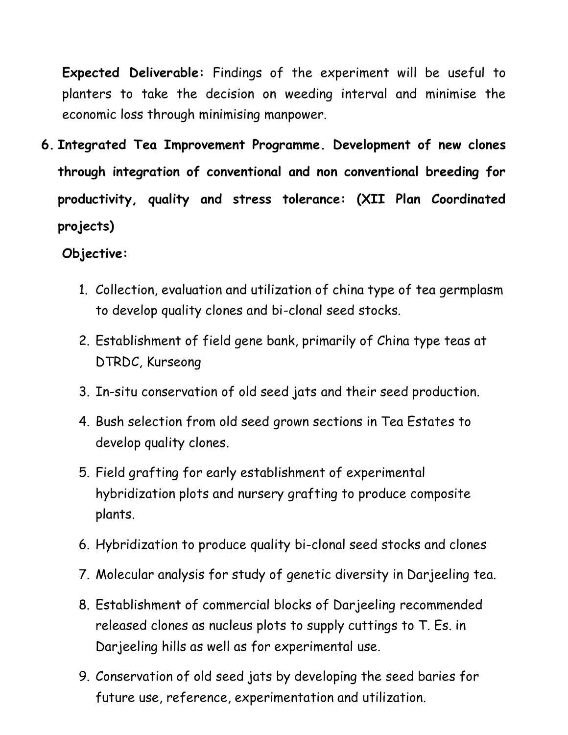**Expected Deliverable:** Findings of the experiment will be useful to planters to take the decision on weeding interval and minimise the economic loss through minimising manpower.

6. **Integrated Tea Improvement Programme. Development of new clones through integration of conventional and non conventional breeding for productivity, quality and stress tolerance: (XII Plan Coordinated projects)**

   **Objective:**

   1. Collection, evaluation and utilization of china type of tea germplasm to develop quality clones and bi-clonal seed stocks.
   2. Establishment of field gene bank, primarily of China type teas at DTRDC, Kurseong
   3. In-situ conservation of old seed jats and their seed production.
   4. Bush selection from old seed grown sections in Tea Estates to develop quality clones.
   5. Field grafting for early establishment of experimental hybridization plots and nursery grafting to produce composite plants.
   6. Hybridization to produce quality bi-clonal seed stocks and clones
   7. Molecular analysis for study of genetic diversity in Darjeeling tea.
   8. Establishment of commercial blocks of Darjeeling recommended released clones as nucleus plots to supply cuttings to T. Es. in Darjeeling hills as well as for experimental use.
   9. Conservation of old seed jats by developing the seed baries for future use, reference, experimentation and utilization.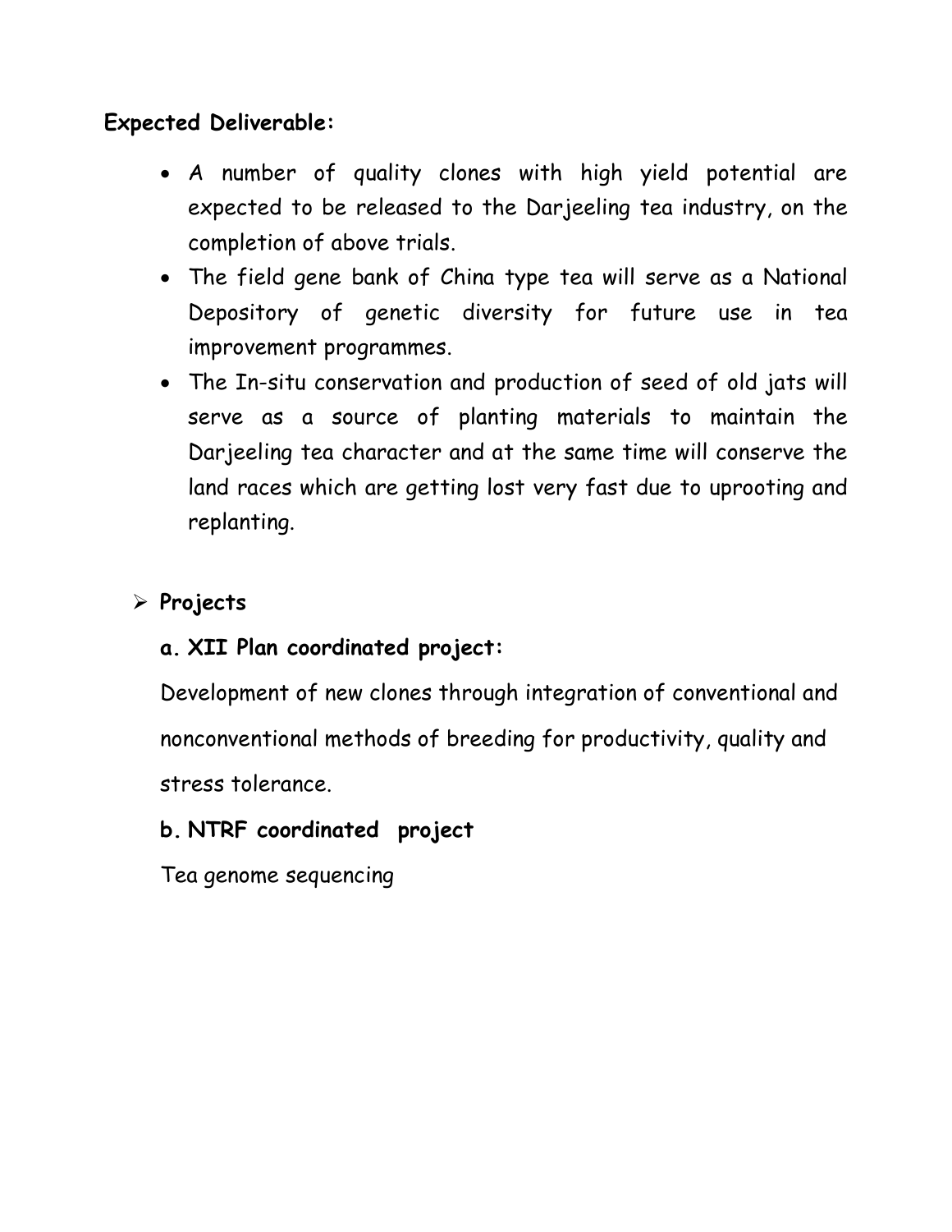**Expected Deliverable:**

- A number of quality clones with high yield potential are expected to be released to the Darjeeling tea industry, on the completion of above trials.
- The field gene bank of China type tea will serve as a National Depository of genetic diversity for future use in tea improvement programmes.
- The In-situ conservation and production of seed of old jats will serve as a source of planting materials to maintain the Darjeeling tea character and at the same time will conserve the land races which are getting lost very fast due to uprooting and replanting.

- **Projects**

  **a. XII Plan coordinated project:**

  Development of new clones through integration of conventional and nonconventional methods of breeding for productivity, quality and stress tolerance.

  **b. NTRF coordinated project**

  Tea genome sequencing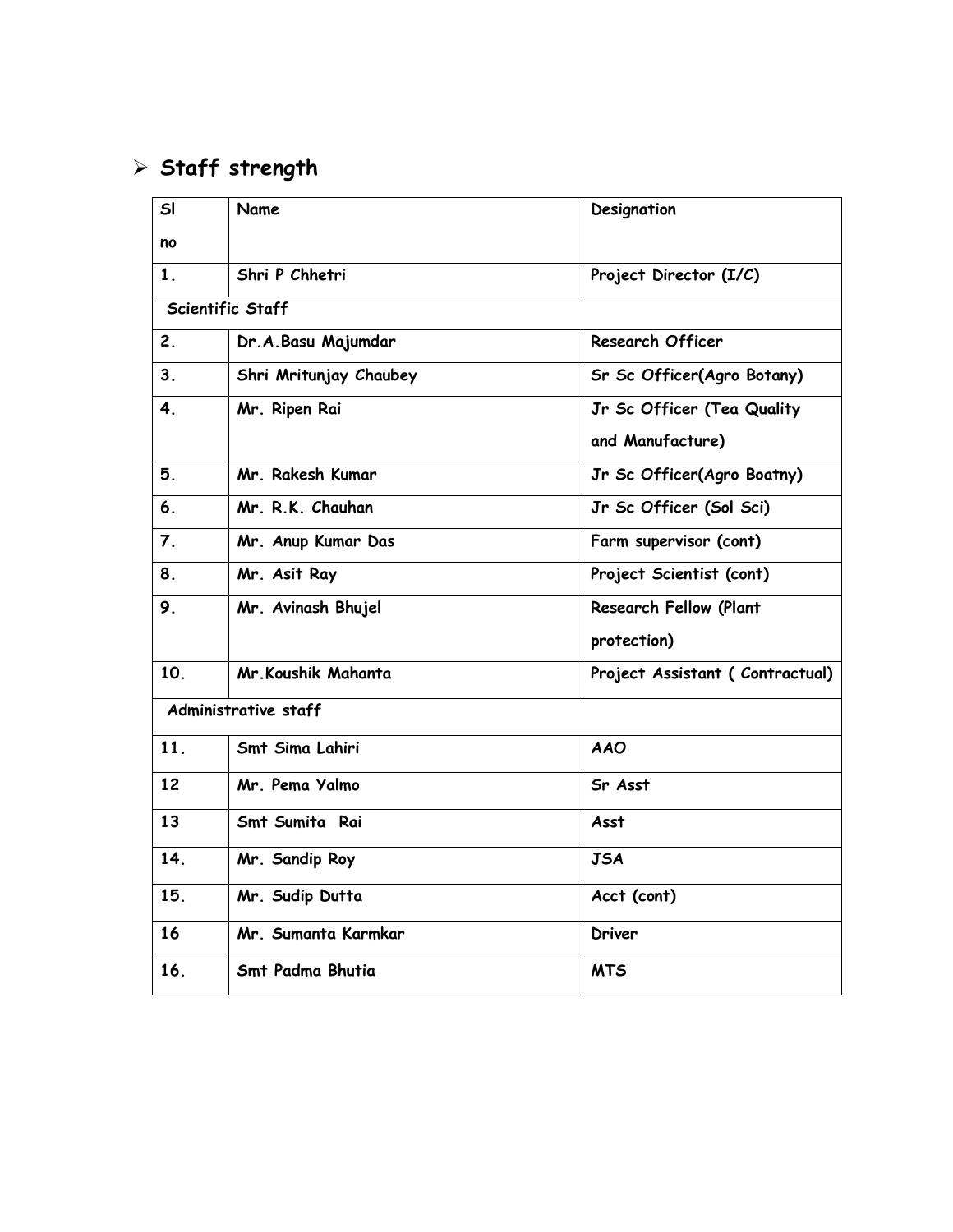## ➢ Staff strength

| Sl no | Name | Designation |
|---|---|---|
| 1. | Shri P Chhetri | Project Director (I/C) |
| Scientific Staff | | |
| 2. | Dr.A.Basu Majumdar | Research Officer |
| 3. | Shri Mritunjay Chaubey | Sr Sc Officer(Agro Botany) |
| 4. | Mr. Ripen Rai | Jr Sc Officer (Tea Quality and Manufacture) |
| 5. | Mr. Rakesh Kumar | Jr Sc Officer(Agro Boatny) |
| 6. | Mr. R.K. Chauhan | Jr Sc Officer (Sol Sci) |
| 7. | Mr. Anup Kumar Das | Farm supervisor (cont) |
| 8. | Mr. Asit Ray | Project Scientist (cont) |
| 9. | Mr. Avinash Bhujel | Research Fellow (Plant protection) |
| 10. | Mr.Koushik Mahanta | Project Assistant ( Contractual) |
| Administrative staff | | |
| 11. | Smt Sima Lahiri | AAO |
| 12 | Mr. Pema Yalmo | Sr Asst |
| 13 | Smt Sumita Rai | Asst |
| 14. | Mr. Sandip Roy | JSA |
| 15. | Mr. Sudip Dutta | Acct (cont) |
| 16 | Mr. Sumanta Karmkar | Driver |
| 16. | Smt Padma Bhutia | MTS |